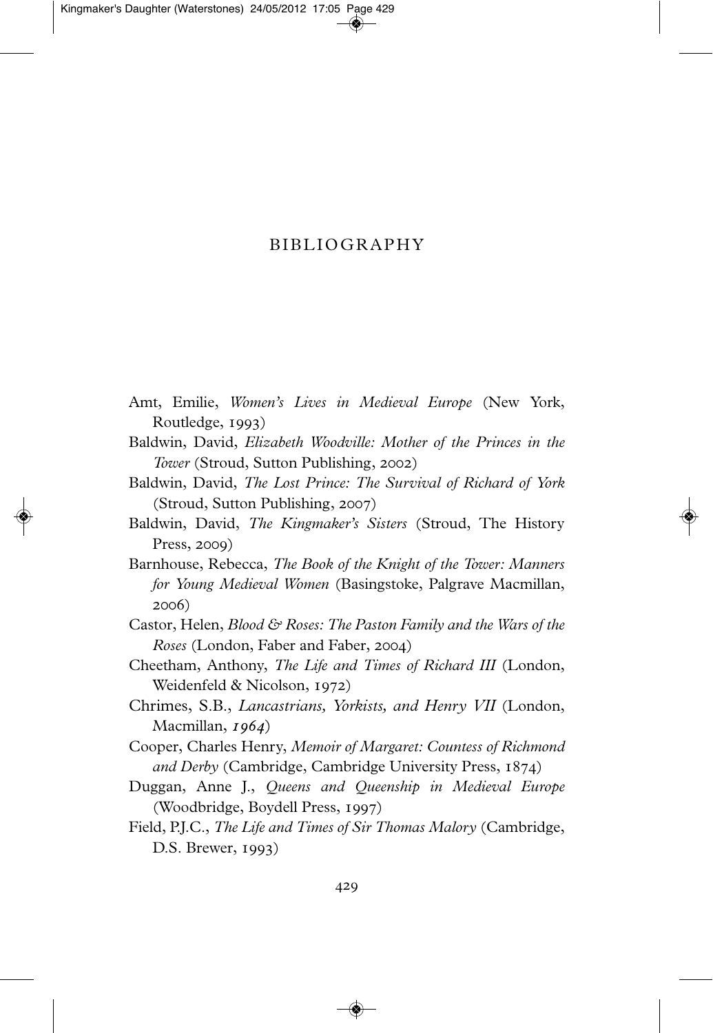# BIBLIOGRAPHY

Amt, Emilie, *Women's Lives in Medieval Europe* (New York, Routledge, 1993)

Baldwin, David, *Elizabeth Woodville: Mother of the Princes in the Tower* (Stroud, Sutton Publishing, 2002)

Baldwin, David, *The Lost Prince: The Survival of Richard of York* (Stroud, Sutton Publishing, 2007)

Baldwin, David, *The Kingmaker's Sisters* (Stroud, The History Press, 2009)

Barnhouse, Rebecca, *The Book of the Knight of the Tower: Manners for Young Medieval Women* (Basingstoke, Palgrave Macmillan, 2006)

Castor, Helen, *Blood & Roses: The Paston Family and the Wars of the Roses* (London, Faber and Faber, 2004)

Cheetham, Anthony, *The Life and Times of Richard III* (London, Weidenfeld & Nicolson, 1972)

Chrimes, S.B., *Lancastrians, Yorkists, and Henry VII* (London, Macmillan, *1964*)

Cooper, Charles Henry, *Memoir of Margaret: Countess of Richmond and Derby* (Cambridge, Cambridge University Press, 1874)

Duggan, Anne J., *Queens and Queenship in Medieval Europe* (Woodbridge, Boydell Press, 1997)

Field, P.J.C., *The Life and Times of Sir Thomas Malory* (Cambridge, D.S. Brewer, 1993)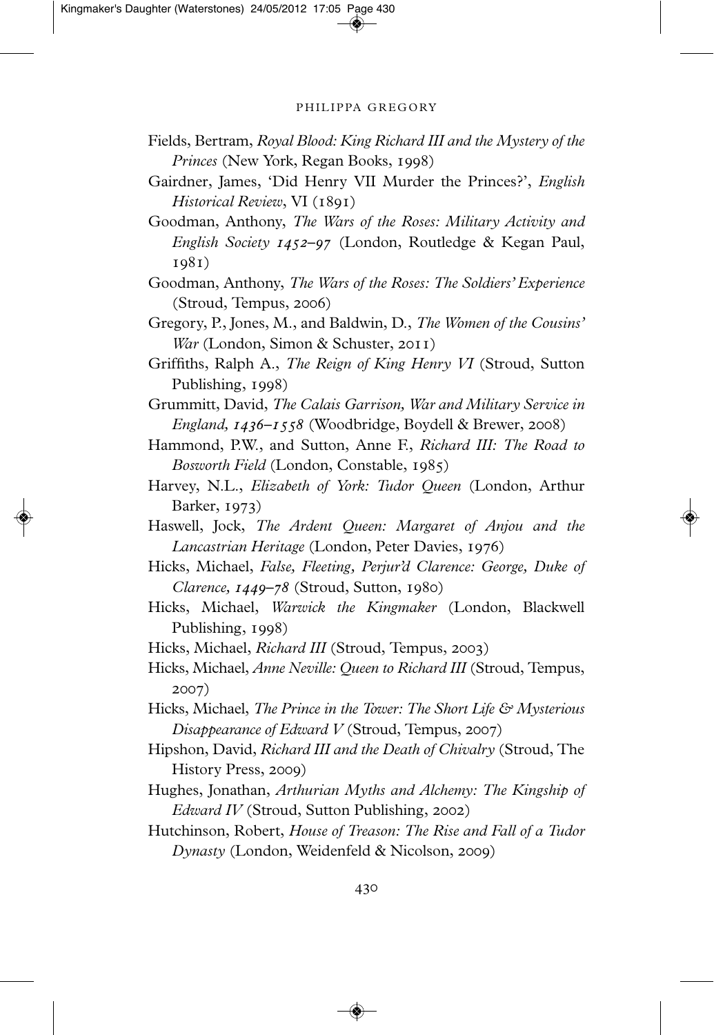Fields, Bertram, *Royal Blood: King Richard III and the Mystery of the Princes* (New York, Regan Books, 1998)

Gairdner, James, 'Did Henry VII Murder the Princes?', *English Historical Review*, VI (1891)

Goodman, Anthony, *The Wars of the Roses: Military Activity and English Society 1452–97* (London, Routledge & Kegan Paul, 1981)

Goodman, Anthony, *The Wars of the Roses: The Soldiers' Experience* (Stroud, Tempus, 2006)

Gregory, P., Jones, M., and Baldwin, D., *The Women of the Cousins' War* (London, Simon & Schuster, 2011)

Griffiths, Ralph A., *The Reign of King Henry VI* (Stroud, Sutton Publishing, 1998)

Grummitt, David, *The Calais Garrison, War and Military Service in England, 1436–1558* (Woodbridge, Boydell & Brewer, 2008)

Hammond, P.W., and Sutton, Anne F., *Richard III: The Road to Bosworth Field* (London, Constable, 1985)

Harvey, N.L., *Elizabeth of York: Tudor Queen* (London, Arthur Barker, 1973)

Haswell, Jock, *The Ardent Queen: Margaret of Anjou and the Lancastrian Heritage* (London, Peter Davies, 1976)

Hicks, Michael, *False, Fleeting, Perjur'd Clarence: George, Duke of Clarence, 1449–78* (Stroud, Sutton, 1980)

Hicks, Michael, *Warwick the Kingmaker* (London, Blackwell Publishing, 1998)

Hicks, Michael, *Richard III* (Stroud, Tempus, 2003)

Hicks, Michael, *Anne Neville: Queen to Richard III* (Stroud, Tempus, 2007)

Hicks, Michael, *The Prince in the Tower: The Short Life & Mysterious Disappearance of Edward V* (Stroud, Tempus, 2007)

Hipshon, David, *Richard III and the Death of Chivalry* (Stroud, The History Press, 2009)

Hughes, Jonathan, *Arthurian Myths and Alchemy: The Kingship of Edward IV* (Stroud, Sutton Publishing, 2002)

Hutchinson, Robert, *House of Treason: The Rise and Fall of a Tudor Dynasty* (London, Weidenfeld & Nicolson, 2009)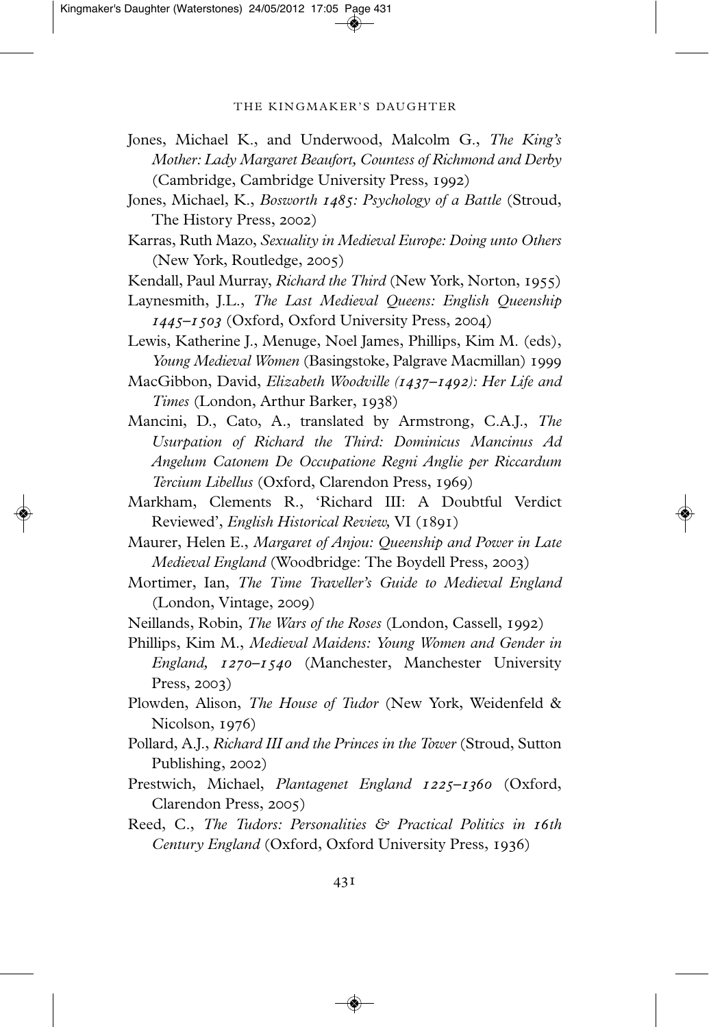Jones, Michael K., and Underwood, Malcolm G., *The King's Mother: Lady Margaret Beaufort, Countess of Richmond and Derby* (Cambridge, Cambridge University Press, 1992)

Jones, Michael, K., *Bosworth 1485: Psychology of a Battle* (Stroud, The History Press, 2002)

Karras, Ruth Mazo, *Sexuality in Medieval Europe: Doing unto Others* (New York, Routledge, 2005)

Kendall, Paul Murray, *Richard the Third* (New York, Norton, 1955)

Laynesmith, J.L., *The Last Medieval Queens: English Queenship 1445–1503* (Oxford, Oxford University Press, 2004)

Lewis, Katherine J., Menuge, Noel James, Phillips, Kim M. (eds), *Young Medieval Women* (Basingstoke, Palgrave Macmillan) 1999

MacGibbon, David, *Elizabeth Woodville (1437–1492): Her Life and Times* (London, Arthur Barker, 1938)

Mancini, D., Cato, A., translated by Armstrong, C.A.J., *The Usurpation of Richard the Third: Dominicus Mancinus Ad Angelum Catonem De Occupatione Regni Anglie per Riccardum Tercium Libellus* (Oxford, Clarendon Press, 1969)

Markham, Clements R., 'Richard III: A Doubtful Verdict Reviewed', *English Historical Review,* VI (1891)

Maurer, Helen E., *Margaret of Anjou: Queenship and Power in Late Medieval England* (Woodbridge: The Boydell Press, 2003)

Mortimer, Ian, *The Time Traveller's Guide to Medieval England* (London, Vintage, 2009)

Neillands, Robin, *The Wars of the Roses* (London, Cassell, 1992)

Phillips, Kim M., *Medieval Maidens: Young Women and Gender in England, 1270–1540* (Manchester, Manchester University Press, 2003)

Plowden, Alison, *The House of Tudor* (New York, Weidenfeld & Nicolson, 1976)

Pollard, A.J., *Richard III and the Princes in the Tower* (Stroud, Sutton Publishing, 2002)

Prestwich, Michael, *Plantagenet England 1225–1360* (Oxford, Clarendon Press, 2005)

Reed, C., *The Tudors: Personalities & Practical Politics in 16th Century England* (Oxford, Oxford University Press, 1936)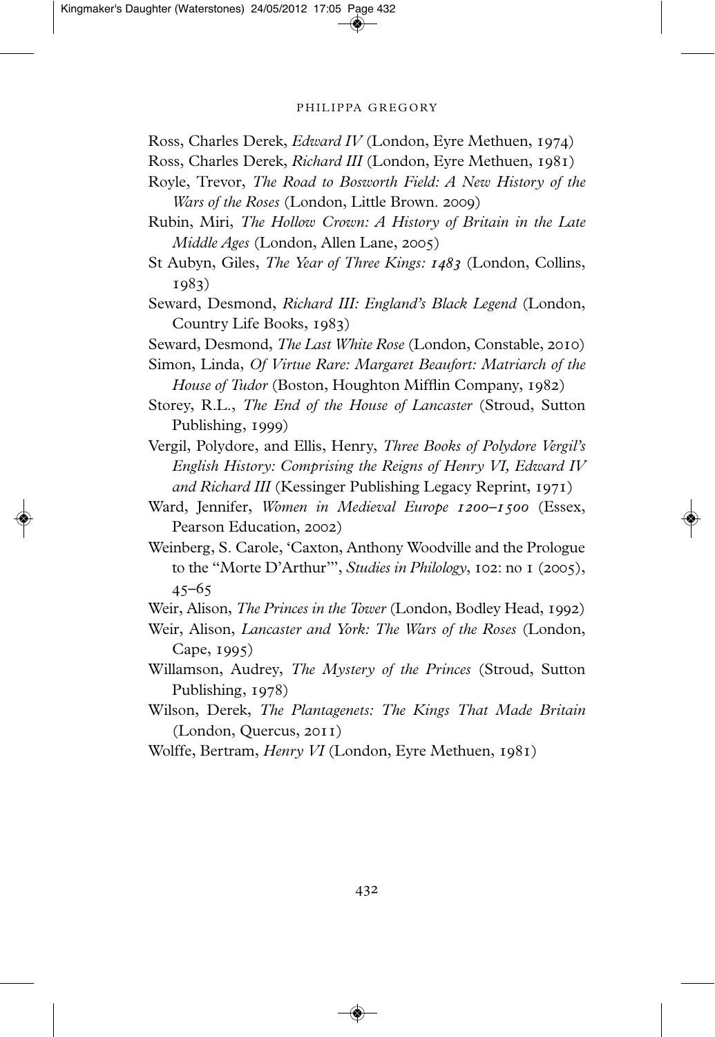Ross, Charles Derek, *Edward IV* (London, Eyre Methuen, 1974)

Ross, Charles Derek, *Richard III* (London, Eyre Methuen, 1981)

Royle, Trevor, *The Road to Bosworth Field: A New History of the Wars of the Roses* (London, Little Brown. 2009)

Rubin, Miri, *The Hollow Crown: A History of Britain in the Late Middle Ages* (London, Allen Lane, 2005)

St Aubyn, Giles, *The Year of Three Kings: 1483* (London, Collins, 1983)

Seward, Desmond, *Richard III: England's Black Legend* (London, Country Life Books, 1983)

Seward, Desmond, *The Last White Rose* (London, Constable, 2010)

Simon, Linda, *Of Virtue Rare: Margaret Beaufort: Matriarch of the House of Tudor* (Boston, Houghton Mifflin Company, 1982)

Storey, R.L., *The End of the House of Lancaster* (Stroud, Sutton Publishing, 1999)

Vergil, Polydore, and Ellis, Henry, *Three Books of Polydore Vergil's English History: Comprising the Reigns of Henry VI, Edward IV and Richard III* (Kessinger Publishing Legacy Reprint, 1971)

Ward, Jennifer, *Women in Medieval Europe 1200–1500* (Essex, Pearson Education, 2002)

Weinberg, S. Carole, 'Caxton, Anthony Woodville and the Prologue to the "Morte D'Arthur"', *Studies in Philology*, 102: no 1 (2005), 45–65

Weir, Alison, *The Princes in the Tower* (London, Bodley Head, 1992)

Weir, Alison, *Lancaster and York: The Wars of the Roses* (London, Cape, 1995)

Willamson, Audrey, *The Mystery of the Princes* (Stroud, Sutton Publishing, 1978)

Wilson, Derek, *The Plantagenets: The Kings That Made Britain* (London, Quercus, 2011)

Wolffe, Bertram, *Henry VI* (London, Eyre Methuen, 1981)